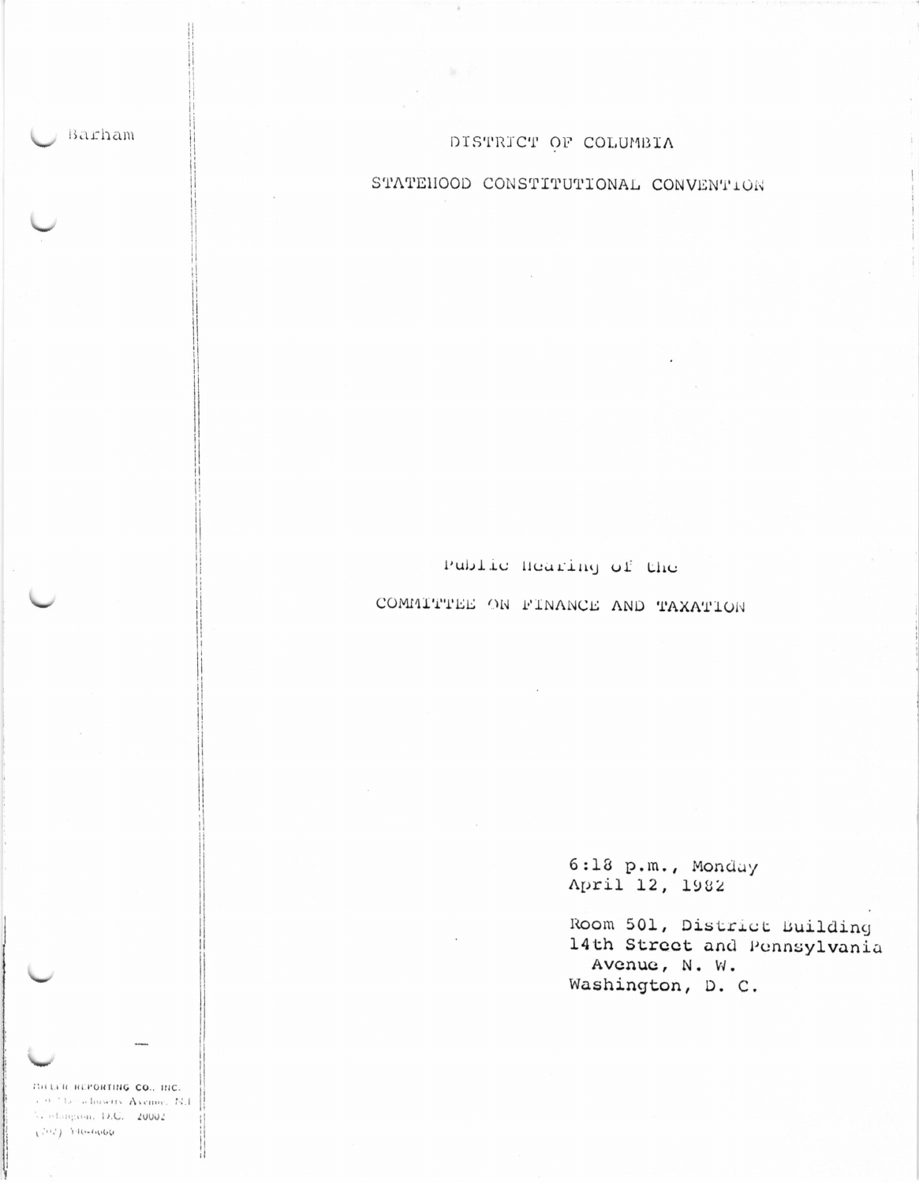Barham

# DISTRICT OF COLUMBIA

# STATEHOOD CONSTITUTIONAL CONVENTION

Public Hearing of the

COMMITTEE ON FINANCE AND TAXATION

6:18 p.m., Monday
April 12, 1982

Room 501, District Building
14th Street and Pennsylvania
Avenue, N. W.
Washington, D. C.

MILLER REPORTING CO., INC.
Massachusetts Avenue, N.E.
Washington, D.C. 20002
(202) 546-6666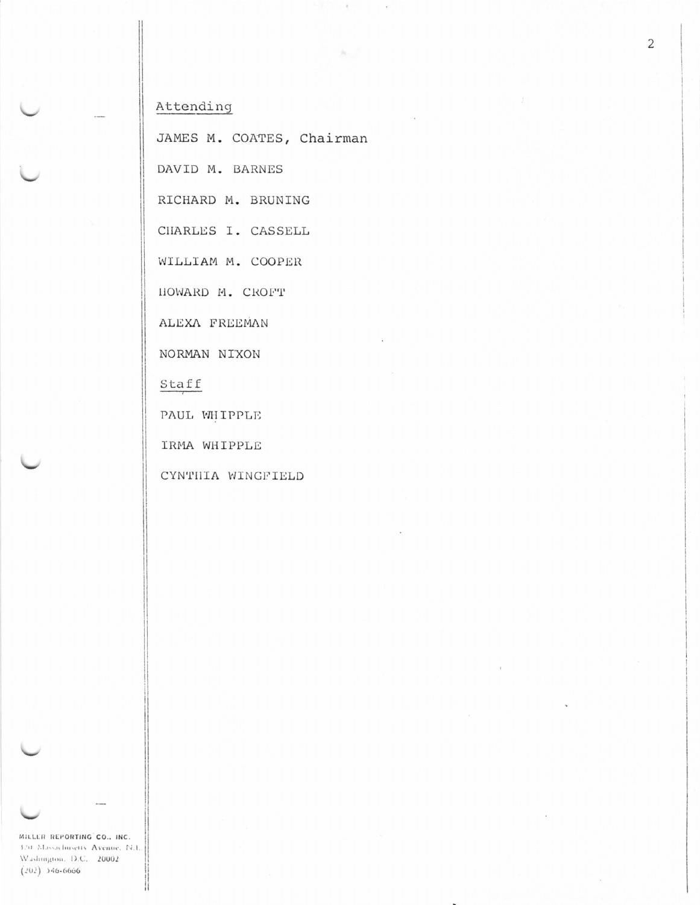Attending

JAMES M. COATES, Chairman

DAVID M. BARNES

RICHARD M. BRUNING

CHARLES I. CASSELL

WILLIAM M. COOPER

HOWARD M. CROFT

ALEXA FREEMAN

NORMAN NIXON

Staff

PAUL WHIPPLE

IRMA WHIPPLE

CYNTHIA WINGFIELD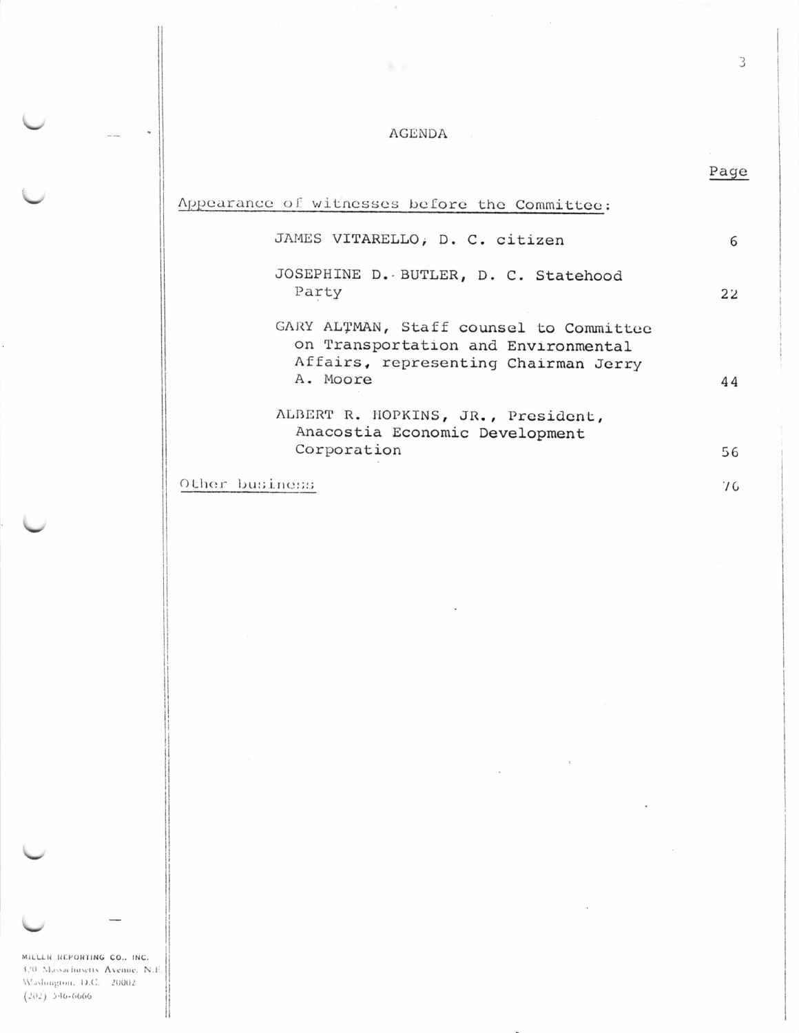# AGENDA

| | Page |
|---|---|
| Appearance of witnesses before the Committee: | |
| JAMES VITARELLO, D. C. citizen | 6 |
| JOSEPHINE D. BUTLER, D. C. Statehood Party | 22 |
| GARY ALTMAN, Staff counsel to Committee on Transportation and Environmental Affairs, representing Chairman Jerry A. Moore | 44 |
| ALBERT R. HOPKINS, JR., President, Anacostia Economic Development Corporation | 56 |
| Other business | 76 |

MILLER REPORTING CO., INC.
320 Massachusetts Avenue, N.E.
Washington, D.C. 20002
(202) 546-6666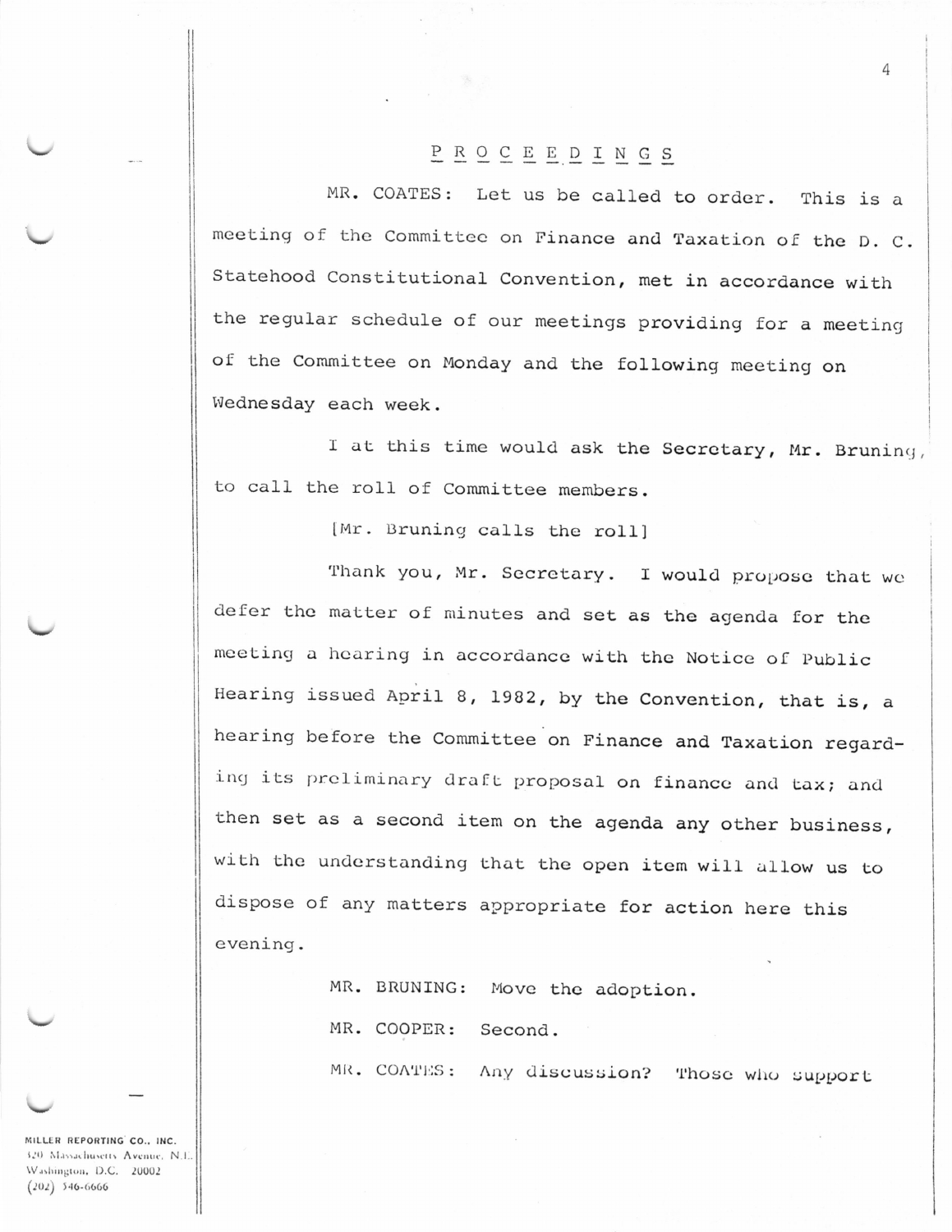## PROCEEDINGS

MR. COATES: Let us be called to order. This is a meeting of the Committee on Finance and Taxation of the D. C. Statehood Constitutional Convention, met in accordance with the regular schedule of our meetings providing for a meeting of the Committee on Monday and the following meeting on Wednesday each week.

I at this time would ask the Secretary, Mr. Bruning, to call the roll of Committee members.

[Mr. Bruning calls the roll]

Thank you, Mr. Secretary. I would propose that we defer the matter of minutes and set as the agenda for the meeting a hearing in accordance with the Notice of Public Hearing issued April 8, 1982, by the Convention, that is, a hearing before the Committee on Finance and Taxation regarding its preliminary draft proposal on finance and tax; and then set as a second item on the agenda any other business, with the understanding that the open item will allow us to dispose of any matters appropriate for action here this evening.

MR. BRUNING: Move the adoption.

MR. COOPER: Second.

MR. COATES: Any discussion? Those who support